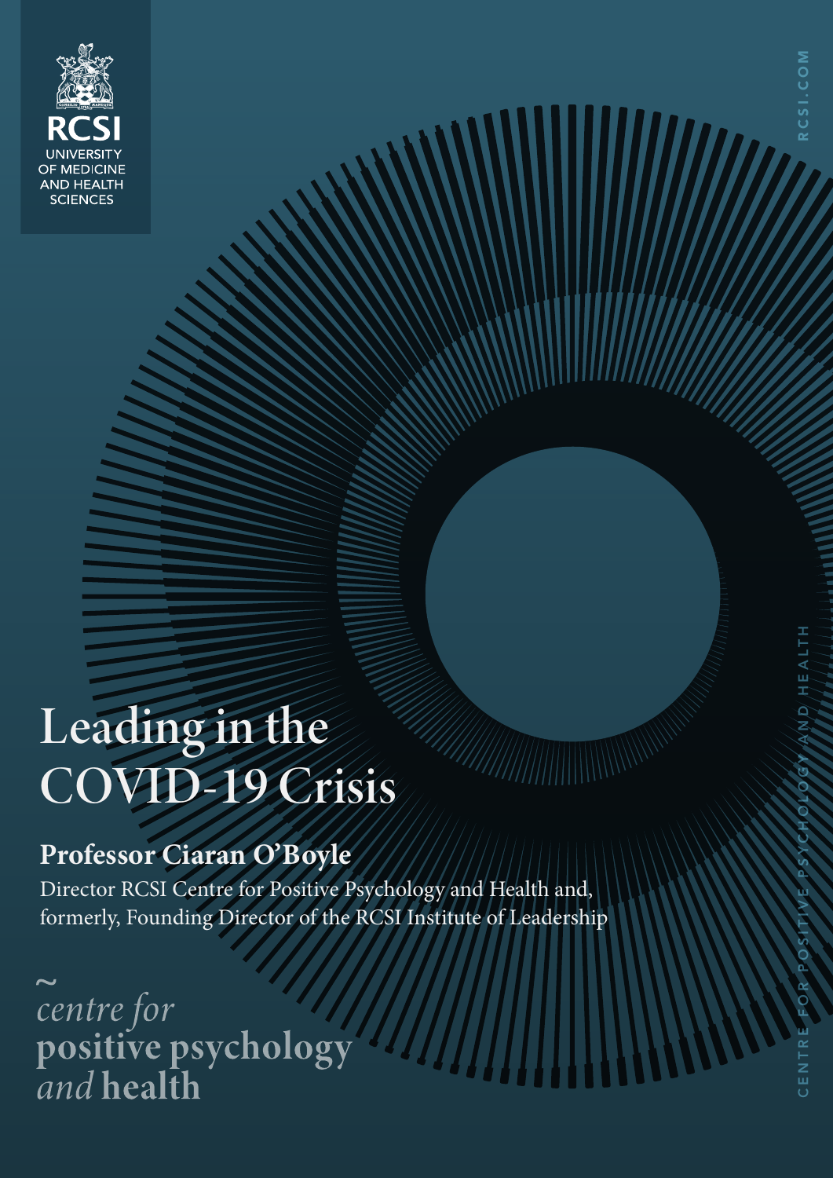RCSI
UNIVERSITY OF MEDICINE AND HEALTH SCIENCES

# Leading in the COVID-19 Crisis

## Professor Ciaran O'Boyle

Director RCSI Centre for Positive Psychology and Health and, formerly, Founding Director of the RCSI Institute of Leadership

*centre for*
**positive psychology**
*and* **health**

RCSI.COM

CENTRE FOR POSITIVE PSYCHOLOGY AND HEALTH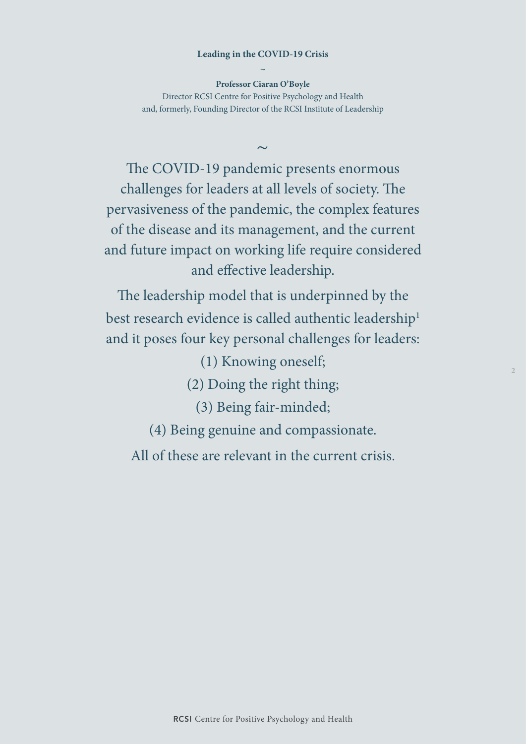**Leading in the COVID-19 Crisis**

~

**Professor Ciaran O'Boyle**

Director RCSI Centre for Positive Psychology and Health
and, formerly, Founding Director of the RCSI Institute of Leadership

~

The COVID-19 pandemic presents enormous challenges for leaders at all levels of society. The pervasiveness of the pandemic, the complex features of the disease and its management, and the current and future impact on working life require considered and effective leadership.

The leadership model that is underpinned by the best research evidence is called authentic leadership[1] and it poses four key personal challenges for leaders:

(1) Knowing oneself;

(2) Doing the right thing;

(3) Being fair-minded;

(4) Being genuine and compassionate.

All of these are relevant in the current crisis.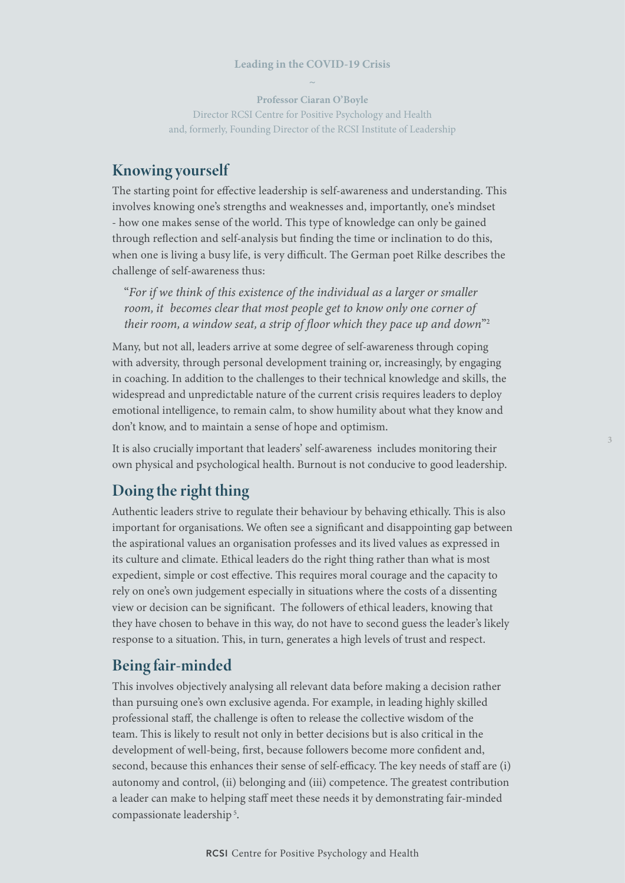## Knowing yourself

The starting point for effective leadership is self-awareness and understanding. This involves knowing one's strengths and weaknesses and, importantly, one's mindset - how one makes sense of the world. This type of knowledge can only be gained through reflection and self-analysis but finding the time or inclination to do this, when one is living a busy life, is very difficult. The German poet Rilke describes the challenge of self-awareness thus:

> "*For if we think of this existence of the individual as a larger or smaller room, it becomes clear that most people get to know only one corner of their room, a window seat, a strip of floor which they pace up and down*"[2]

Many, but not all, leaders arrive at some degree of self-awareness through coping with adversity, through personal development training or, increasingly, by engaging in coaching. In addition to the challenges to their technical knowledge and skills, the widespread and unpredictable nature of the current crisis requires leaders to deploy emotional intelligence, to remain calm, to show humility about what they know and don't know, and to maintain a sense of hope and optimism.

It is also crucially important that leaders' self-awareness includes monitoring their own physical and psychological health. Burnout is not conducive to good leadership.

## Doing the right thing

Authentic leaders strive to regulate their behaviour by behaving ethically. This is also important for organisations. We often see a significant and disappointing gap between the aspirational values an organisation professes and its lived values as expressed in its culture and climate. Ethical leaders do the right thing rather than what is most expedient, simple or cost effective. This requires moral courage and the capacity to rely on one's own judgement especially in situations where the costs of a dissenting view or decision can be significant. The followers of ethical leaders, knowing that they have chosen to behave in this way, do not have to second guess the leader's likely response to a situation. This, in turn, generates a high levels of trust and respect.

## Being fair-minded

This involves objectively analysing all relevant data before making a decision rather than pursuing one's own exclusive agenda. For example, in leading highly skilled professional staff, the challenge is often to release the collective wisdom of the team. This is likely to result not only in better decisions but is also critical in the development of well-being, first, because followers become more confident and, second, because this enhances their sense of self-efficacy. The key needs of staff are (i) autonomy and control, (ii) belonging and (iii) competence. The greatest contribution a leader can make to helping staff meet these needs it by demonstrating fair-minded compassionate leadership[5].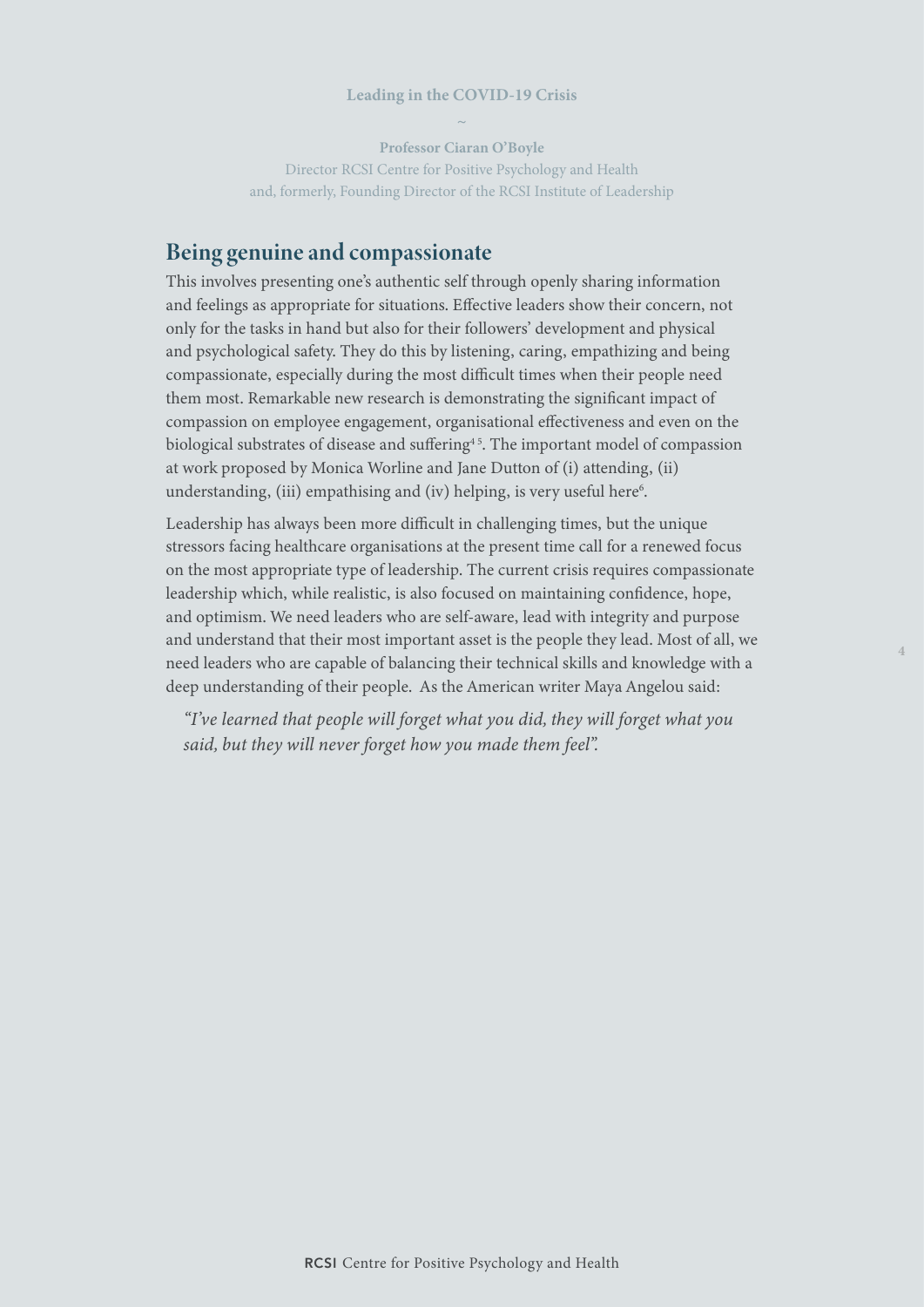## Being genuine and compassionate

This involves presenting one's authentic self through openly sharing information and feelings as appropriate for situations. Effective leaders show their concern, not only for the tasks in hand but also for their followers' development and physical and psychological safety. They do this by listening, caring, empathizing and being compassionate, especially during the most difficult times when their people need them most. Remarkable new research is demonstrating the significant impact of compassion on employee engagement, organisational effectiveness and even on the biological substrates of disease and suffering[4,5]. The important model of compassion at work proposed by Monica Worline and Jane Dutton of (i) attending, (ii) understanding, (iii) empathising and (iv) helping, is very useful here[6].

Leadership has always been more difficult in challenging times, but the unique stressors facing healthcare organisations at the present time call for a renewed focus on the most appropriate type of leadership. The current crisis requires compassionate leadership which, while realistic, is also focused on maintaining confidence, hope, and optimism. We need leaders who are self-aware, lead with integrity and purpose and understand that their most important asset is the people they lead. Most of all, we need leaders who are capable of balancing their technical skills and knowledge with a deep understanding of their people. As the American writer Maya Angelou said:

> *"I've learned that people will forget what you did, they will forget what you said, but they will never forget how you made them feel".*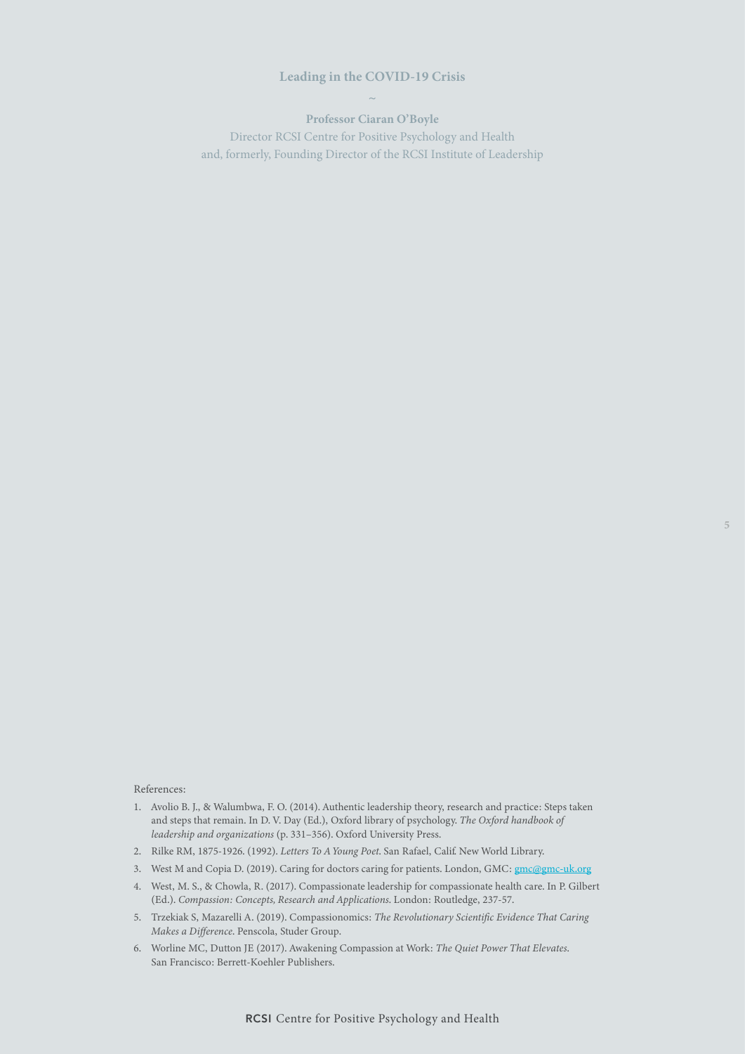**Leading in the COVID-19 Crisis**

~

**Professor Ciaran O'Boyle**

Director RCSI Centre for Positive Psychology and Health
and, formerly, Founding Director of the RCSI Institute of Leadership

References:

1. Avolio B. J., & Walumbwa, F. O. (2014). Authentic leadership theory, research and practice: Steps taken and steps that remain. In D. V. Day (Ed.), Oxford library of psychology. *The Oxford handbook of leadership and organizations* (p. 331–356). Oxford University Press.
2. Rilke RM, 1875-1926. (1992). *Letters To A Young Poet*. San Rafael, Calif. New World Library.
3. West M and Copia D. (2019). Caring for doctors caring for patients. London, GMC: gmc@gmc-uk.org
4. West, M. S., & Chowla, R. (2017). Compassionate leadership for compassionate health care. In P. Gilbert (Ed.). *Compassion: Concepts, Research and Applications*. London: Routledge, 237-57.
5. Trzekiak S, Mazarelli A. (2019). Compassionomics: *The Revolutionary Scientific Evidence That Caring Makes a Difference*. Penscola, Studer Group.
6. Worline MC, Dutton JE (2017). Awakening Compassion at Work: *The Quiet Power That Elevates*. San Francisco: Berrett-Koehler Publishers.